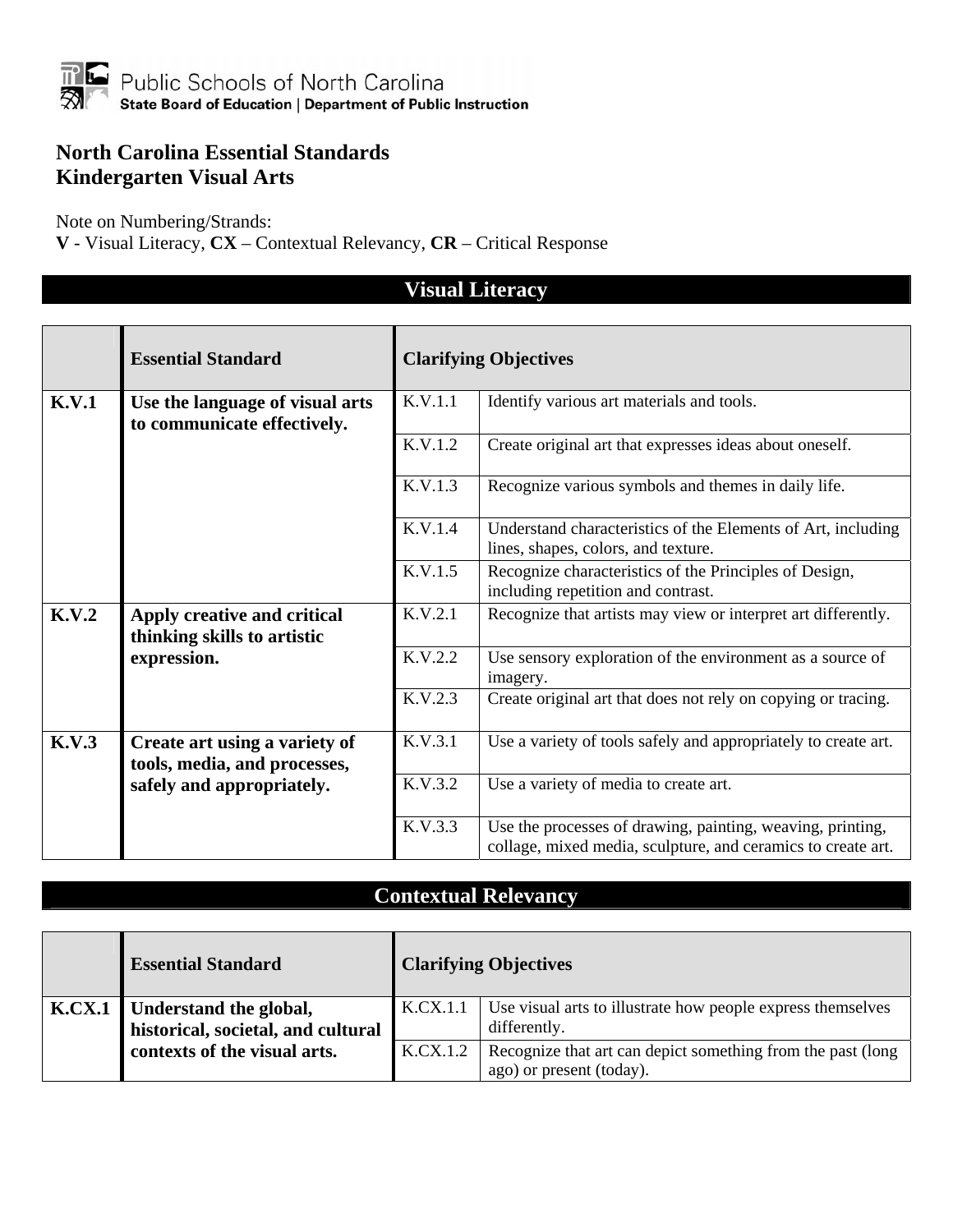Public Schools of North Carolina
State Board of Education | Department of Public Instruction

# North Carolina Essential Standards
# Kindergarten Visual Arts

Note on Numbering/Strands:
**V** - Visual Literacy, **CX** – Contextual Relevancy, **CR** – Critical Response

## Visual Literacy

| | Essential Standard | Clarifying Objectives | |
|---|---|---|---|
| **K.V.1** | **Use the language of visual arts to communicate effectively.** | K.V.1.1 | Identify various art materials and tools. |
| | | K.V.1.2 | Create original art that expresses ideas about oneself. |
| | | K.V.1.3 | Recognize various symbols and themes in daily life. |
| | | K.V.1.4 | Understand characteristics of the Elements of Art, including lines, shapes, colors, and texture. |
| | | K.V.1.5 | Recognize characteristics of the Principles of Design, including repetition and contrast. |
| **K.V.2** | **Apply creative and critical thinking skills to artistic expression.** | K.V.2.1 | Recognize that artists may view or interpret art differently. |
| | | K.V.2.2 | Use sensory exploration of the environment as a source of imagery. |
| | | K.V.2.3 | Create original art that does not rely on copying or tracing. |
| **K.V.3** | **Create art using a variety of tools, media, and processes, safely and appropriately.** | K.V.3.1 | Use a variety of tools safely and appropriately to create art. |
| | | K.V.3.2 | Use a variety of media to create art. |
| | | K.V.3.3 | Use the processes of drawing, painting, weaving, printing, collage, mixed media, sculpture, and ceramics to create art. |

## Contextual Relevancy

| | Essential Standard | Clarifying Objectives | |
|---|---|---|---|
| **K.CX.1** | **Understand the global, historical, societal, and cultural contexts of the visual arts.** | K.CX.1.1 | Use visual arts to illustrate how people express themselves differently. |
| | | K.CX.1.2 | Recognize that art can depict something from the past (long ago) or present (today). |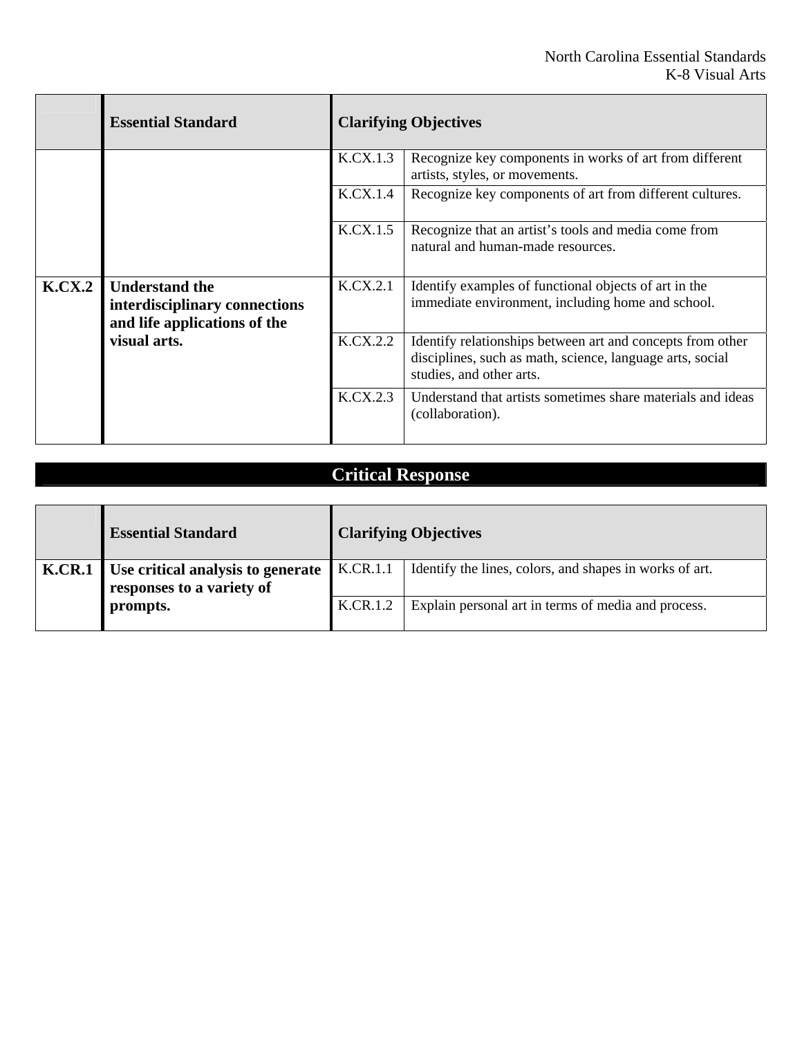| | Essential Standard | Clarifying Objectives | |
|---|---|---|---|
| | | K.CX.1.3 | Recognize key components in works of art from different artists, styles, or movements. |
| | | K.CX.1.4 | Recognize key components of art from different cultures. |
| | | K.CX.1.5 | Recognize that an artist's tools and media come from natural and human-made resources. |
| **K.CX.2** | **Understand the interdisciplinary connections and life applications of the visual arts.** | K.CX.2.1 | Identify examples of functional objects of art in the immediate environment, including home and school. |
| | | K.CX.2.2 | Identify relationships between art and concepts from other disciplines, such as math, science, language arts, social studies, and other arts. |
| | | K.CX.2.3 | Understand that artists sometimes share materials and ideas (collaboration). |

## Critical Response

| | Essential Standard | Clarifying Objectives | |
|---|---|---|---|
| **K.CR.1** | **Use critical analysis to generate responses to a variety of prompts.** | K.CR.1.1 | Identify the lines, colors, and shapes in works of art. |
| | | K.CR.1.2 | Explain personal art in terms of media and process. |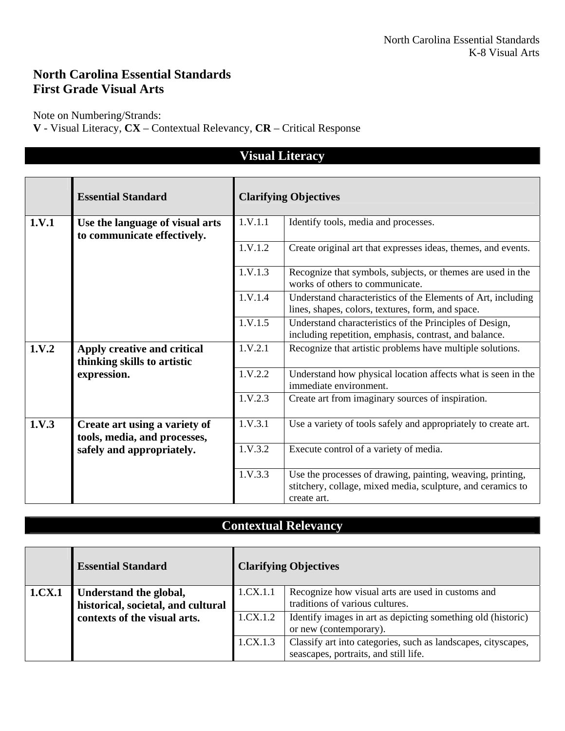# North Carolina Essential Standards
# First Grade Visual Arts

Note on Numbering/Strands:
**V** - Visual Literacy, **CX** – Contextual Relevancy, **CR** – Critical Response

## Visual Literacy

| | Essential Standard | Clarifying Objectives | |
|---|---|---|---|
| **1.V.1** | **Use the language of visual arts to communicate effectively.** | 1.V.1.1 | Identify tools, media and processes. |
| | | 1.V.1.2 | Create original art that expresses ideas, themes, and events. |
| | | 1.V.1.3 | Recognize that symbols, subjects, or themes are used in the works of others to communicate. |
| | | 1.V.1.4 | Understand characteristics of the Elements of Art, including lines, shapes, colors, textures, form, and space. |
| | | 1.V.1.5 | Understand characteristics of the Principles of Design, including repetition, emphasis, contrast, and balance. |
| **1.V.2** | **Apply creative and critical thinking skills to artistic expression.** | 1.V.2.1 | Recognize that artistic problems have multiple solutions. |
| | | 1.V.2.2 | Understand how physical location affects what is seen in the immediate environment. |
| | | 1.V.2.3 | Create art from imaginary sources of inspiration. |
| **1.V.3** | **Create art using a variety of tools, media, and processes, safely and appropriately.** | 1.V.3.1 | Use a variety of tools safely and appropriately to create art. |
| | | 1.V.3.2 | Execute control of a variety of media. |
| | | 1.V.3.3 | Use the processes of drawing, painting, weaving, printing, stitchery, collage, mixed media, sculpture, and ceramics to create art. |

## Contextual Relevancy

| | Essential Standard | Clarifying Objectives | |
|---|---|---|---|
| **1.CX.1** | **Understand the global, historical, societal, and cultural contexts of the visual arts.** | 1.CX.1.1 | Recognize how visual arts are used in customs and traditions of various cultures. |
| | | 1.CX.1.2 | Identify images in art as depicting something old (historic) or new (contemporary). |
| | | 1.CX.1.3 | Classify art into categories, such as landscapes, cityscapes, seascapes, portraits, and still life. |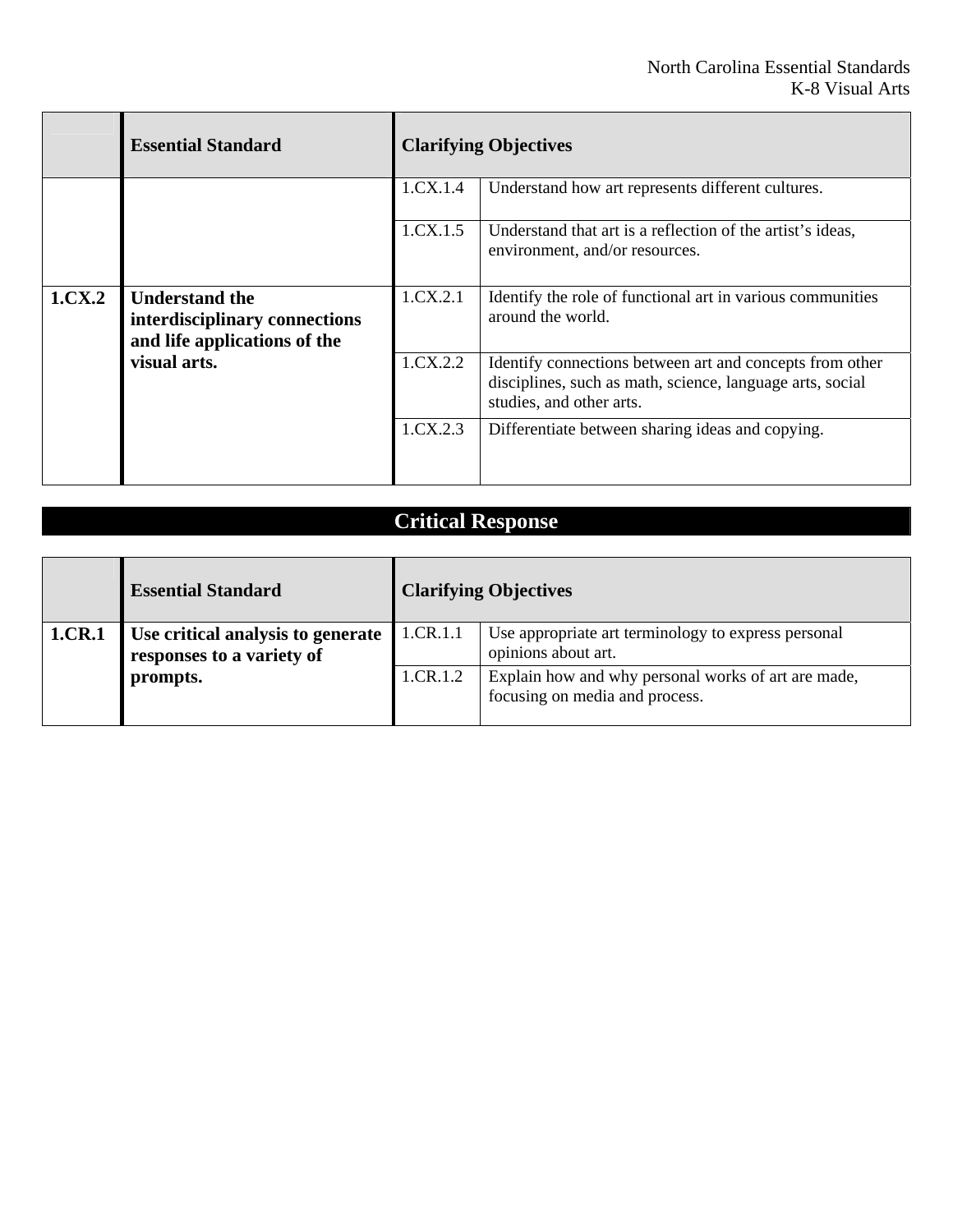| | Essential Standard | Clarifying Objectives | |
|---|---|---|---|
| | | 1.CX.1.4 | Understand how art represents different cultures. |
| | | 1.CX.1.5 | Understand that art is a reflection of the artist's ideas, environment, and/or resources. |
| **1.CX.2** | **Understand the interdisciplinary connections and life applications of the visual arts.** | 1.CX.2.1 | Identify the role of functional art in various communities around the world. |
| | | 1.CX.2.2 | Identify connections between art and concepts from other disciplines, such as math, science, language arts, social studies, and other arts. |
| | | 1.CX.2.3 | Differentiate between sharing ideas and copying. |

## Critical Response

| | Essential Standard | Clarifying Objectives | |
|---|---|---|---|
| **1.CR.1** | **Use critical analysis to generate responses to a variety of prompts.** | 1.CR.1.1 | Use appropriate art terminology to express personal opinions about art. |
| | | 1.CR.1.2 | Explain how and why personal works of art are made, focusing on media and process. |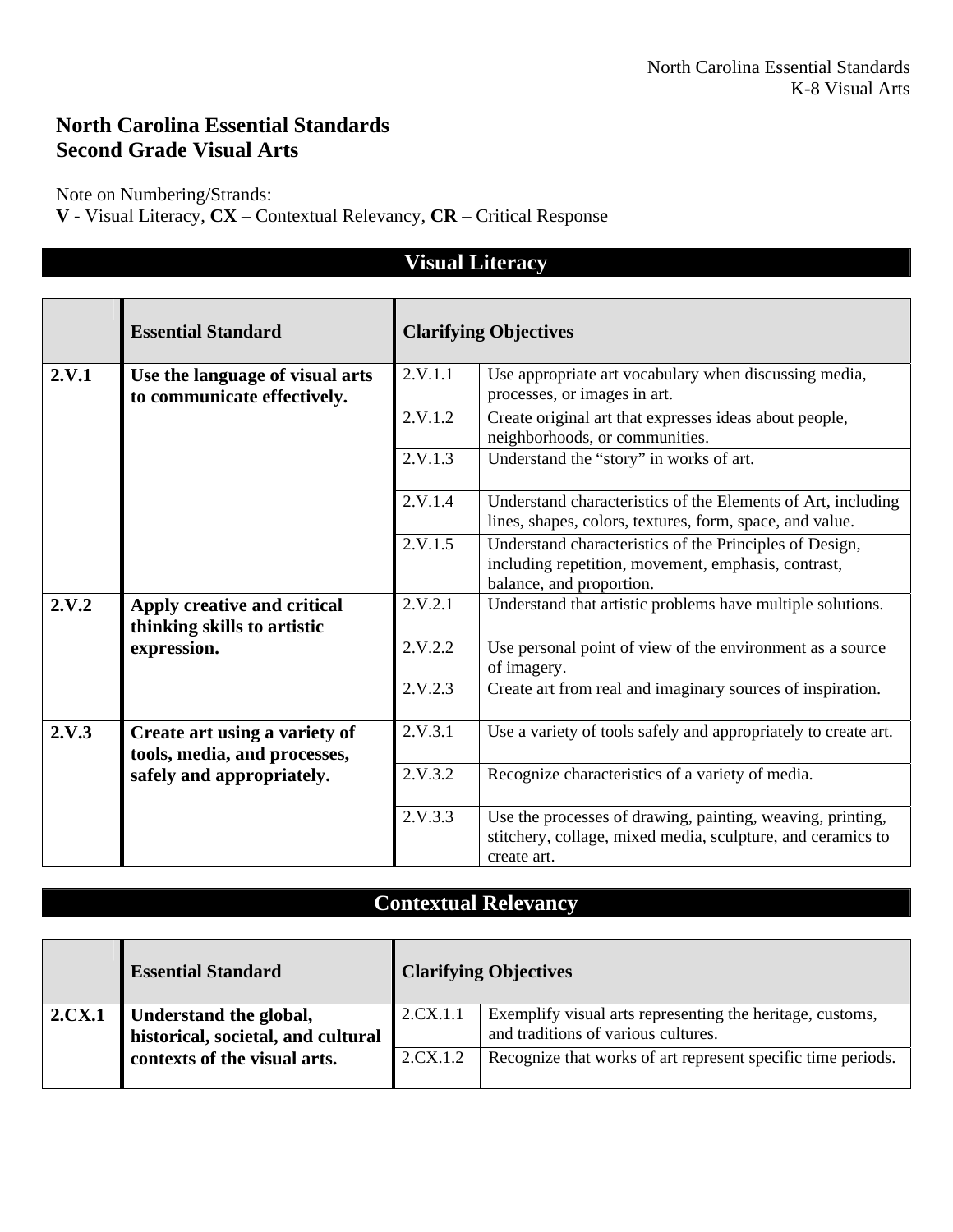# North Carolina Essential Standards
# Second Grade Visual Arts

Note on Numbering/Strands:
**V** - Visual Literacy, **CX** – Contextual Relevancy, **CR** – Critical Response

## Visual Literacy

| | Essential Standard | Clarifying Objectives | |
|---|---|---|---|
| **2.V.1** | **Use the language of visual arts to communicate effectively.** | 2.V.1.1 | Use appropriate art vocabulary when discussing media, processes, or images in art. |
| | | 2.V.1.2 | Create original art that expresses ideas about people, neighborhoods, or communities. |
| | | 2.V.1.3 | Understand the "story" in works of art. |
| | | 2.V.1.4 | Understand characteristics of the Elements of Art, including lines, shapes, colors, textures, form, space, and value. |
| | | 2.V.1.5 | Understand characteristics of the Principles of Design, including repetition, movement, emphasis, contrast, balance, and proportion. |
| **2.V.2** | **Apply creative and critical thinking skills to artistic expression.** | 2.V.2.1 | Understand that artistic problems have multiple solutions. |
| | | 2.V.2.2 | Use personal point of view of the environment as a source of imagery. |
| | | 2.V.2.3 | Create art from real and imaginary sources of inspiration. |
| **2.V.3** | **Create art using a variety of tools, media, and processes, safely and appropriately.** | 2.V.3.1 | Use a variety of tools safely and appropriately to create art. |
| | | 2.V.3.2 | Recognize characteristics of a variety of media. |
| | | 2.V.3.3 | Use the processes of drawing, painting, weaving, printing, stitchery, collage, mixed media, sculpture, and ceramics to create art. |

## Contextual Relevancy

| | Essential Standard | Clarifying Objectives | |
|---|---|---|---|
| **2.CX.1** | **Understand the global, historical, societal, and cultural contexts of the visual arts.** | 2.CX.1.1 | Exemplify visual arts representing the heritage, customs, and traditions of various cultures. |
| | | 2.CX.1.2 | Recognize that works of art represent specific time periods. |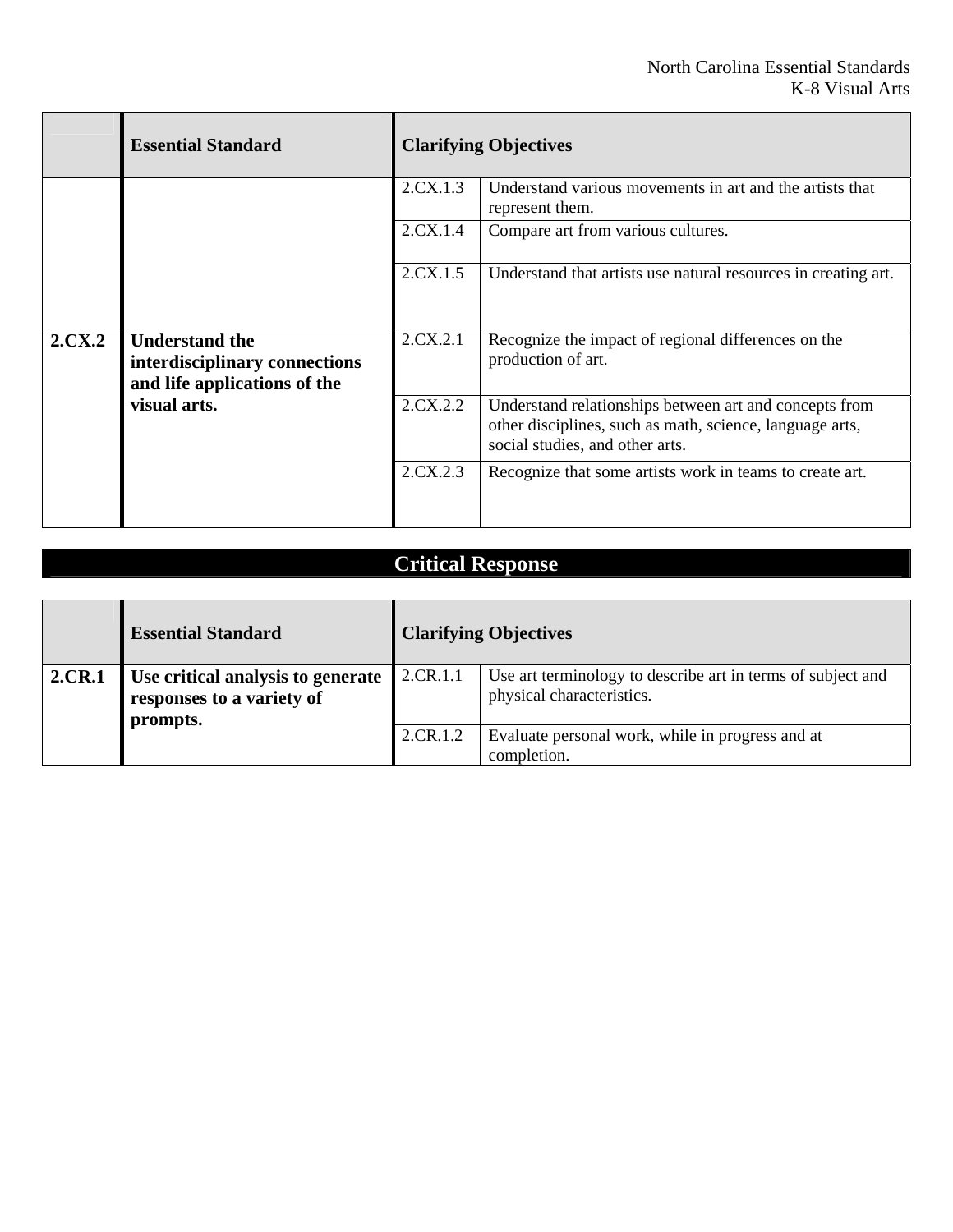| | Essential Standard | Clarifying Objectives | |
|---|---|---|---|
| | | 2.CX.1.3 | Understand various movements in art and the artists that represent them. |
| | | 2.CX.1.4 | Compare art from various cultures. |
| | | 2.CX.1.5 | Understand that artists use natural resources in creating art. |
| **2.CX.2** | **Understand the interdisciplinary connections and life applications of the visual arts.** | 2.CX.2.1 | Recognize the impact of regional differences on the production of art. |
| | | 2.CX.2.2 | Understand relationships between art and concepts from other disciplines, such as math, science, language arts, social studies, and other arts. |
| | | 2.CX.2.3 | Recognize that some artists work in teams to create art. |

## Critical Response

| | Essential Standard | Clarifying Objectives | |
|---|---|---|---|
| **2.CR.1** | **Use critical analysis to generate responses to a variety of prompts.** | 2.CR.1.1 | Use art terminology to describe art in terms of subject and physical characteristics. |
| | | 2.CR.1.2 | Evaluate personal work, while in progress and at completion. |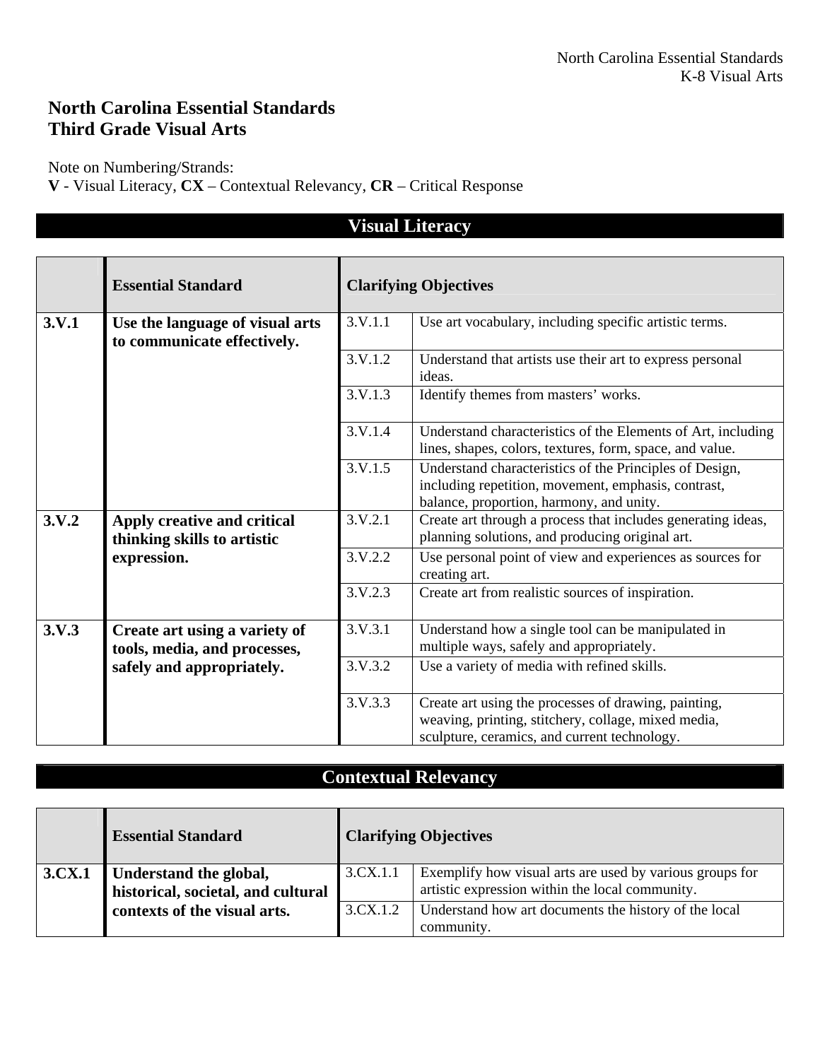# North Carolina Essential Standards
# Third Grade Visual Arts

Note on Numbering/Strands:
**V** - Visual Literacy, **CX** – Contextual Relevancy, **CR** – Critical Response

## Visual Literacy

| | Essential Standard | Clarifying Objectives | |
|---|---|---|---|
| **3.V.1** | **Use the language of visual arts to communicate effectively.** | 3.V.1.1 | Use art vocabulary, including specific artistic terms. |
| | | 3.V.1.2 | Understand that artists use their art to express personal ideas. |
| | | 3.V.1.3 | Identify themes from masters' works. |
| | | 3.V.1.4 | Understand characteristics of the Elements of Art, including lines, shapes, colors, textures, form, space, and value. |
| | | 3.V.1.5 | Understand characteristics of the Principles of Design, including repetition, movement, emphasis, contrast, balance, proportion, harmony, and unity. |
| **3.V.2** | **Apply creative and critical thinking skills to artistic expression.** | 3.V.2.1 | Create art through a process that includes generating ideas, planning solutions, and producing original art. |
| | | 3.V.2.2 | Use personal point of view and experiences as sources for creating art. |
| | | 3.V.2.3 | Create art from realistic sources of inspiration. |
| **3.V.3** | **Create art using a variety of tools, media, and processes, safely and appropriately.** | 3.V.3.1 | Understand how a single tool can be manipulated in multiple ways, safely and appropriately. |
| | | 3.V.3.2 | Use a variety of media with refined skills. |
| | | 3.V.3.3 | Create art using the processes of drawing, painting, weaving, printing, stitchery, collage, mixed media, sculpture, ceramics, and current technology. |

## Contextual Relevancy

| | Essential Standard | Clarifying Objectives | |
|---|---|---|---|
| **3.CX.1** | **Understand the global, historical, societal, and cultural contexts of the visual arts.** | 3.CX.1.1 | Exemplify how visual arts are used by various groups for artistic expression within the local community. |
| | | 3.CX.1.2 | Understand how art documents the history of the local community. |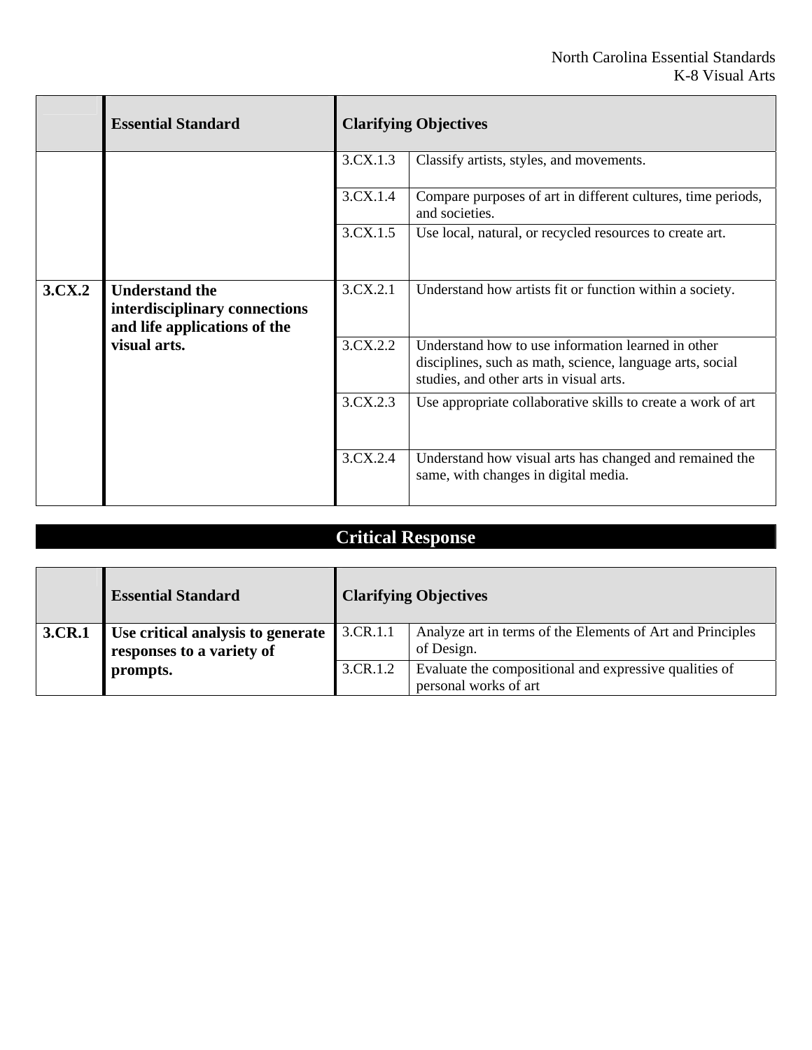| | Essential Standard | Clarifying Objectives | |
|---|---|---|---|
| | | 3.CX.1.3 | Classify artists, styles, and movements. |
| | | 3.CX.1.4 | Compare purposes of art in different cultures, time periods, and societies. |
| | | 3.CX.1.5 | Use local, natural, or recycled resources to create art. |
| **3.CX.2** | **Understand the interdisciplinary connections and life applications of the visual arts.** | 3.CX.2.1 | Understand how artists fit or function within a society. |
| | | 3.CX.2.2 | Understand how to use information learned in other disciplines, such as math, science, language arts, social studies, and other arts in visual arts. |
| | | 3.CX.2.3 | Use appropriate collaborative skills to create a work of art |
| | | 3.CX.2.4 | Understand how visual arts has changed and remained the same, with changes in digital media. |

## Critical Response

| | Essential Standard | Clarifying Objectives | |
|---|---|---|---|
| **3.CR.1** | **Use critical analysis to generate responses to a variety of prompts.** | 3.CR.1.1 | Analyze art in terms of the Elements of Art and Principles of Design. |
| | | 3.CR.1.2 | Evaluate the compositional and expressive qualities of personal works of art |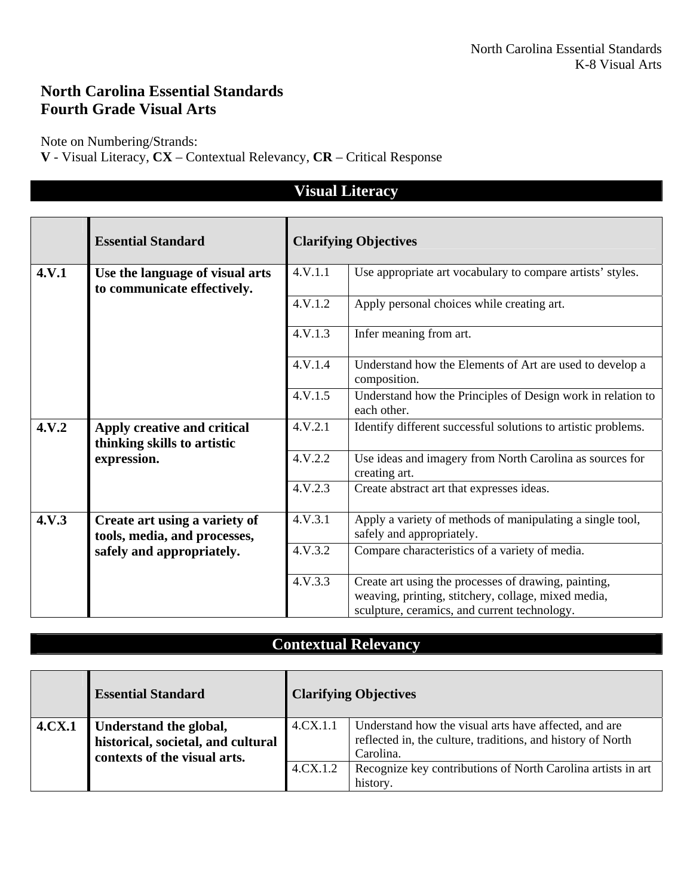# North Carolina Essential Standards
# Fourth Grade Visual Arts

Note on Numbering/Strands:
**V** - Visual Literacy, **CX** – Contextual Relevancy, **CR** – Critical Response

## Visual Literacy

| | Essential Standard | Clarifying Objectives | |
|---|---|---|---|
| **4.V.1** | **Use the language of visual arts to communicate effectively.** | 4.V.1.1 | Use appropriate art vocabulary to compare artists' styles. |
| | | 4.V.1.2 | Apply personal choices while creating art. |
| | | 4.V.1.3 | Infer meaning from art. |
| | | 4.V.1.4 | Understand how the Elements of Art are used to develop a composition. |
| | | 4.V.1.5 | Understand how the Principles of Design work in relation to each other. |
| **4.V.2** | **Apply creative and critical thinking skills to artistic expression.** | 4.V.2.1 | Identify different successful solutions to artistic problems. |
| | | 4.V.2.2 | Use ideas and imagery from North Carolina as sources for creating art. |
| | | 4.V.2.3 | Create abstract art that expresses ideas. |
| **4.V.3** | **Create art using a variety of tools, media, and processes, safely and appropriately.** | 4.V.3.1 | Apply a variety of methods of manipulating a single tool, safely and appropriately. |
| | | 4.V.3.2 | Compare characteristics of a variety of media. |
| | | 4.V.3.3 | Create art using the processes of drawing, painting, weaving, printing, stitchery, collage, mixed media, sculpture, ceramics, and current technology. |

## Contextual Relevancy

| | Essential Standard | Clarifying Objectives | |
|---|---|---|---|
| **4.CX.1** | **Understand the global, historical, societal, and cultural contexts of the visual arts.** | 4.CX.1.1 | Understand how the visual arts have affected, and are reflected in, the culture, traditions, and history of North Carolina. |
| | | 4.CX.1.2 | Recognize key contributions of North Carolina artists in art history. |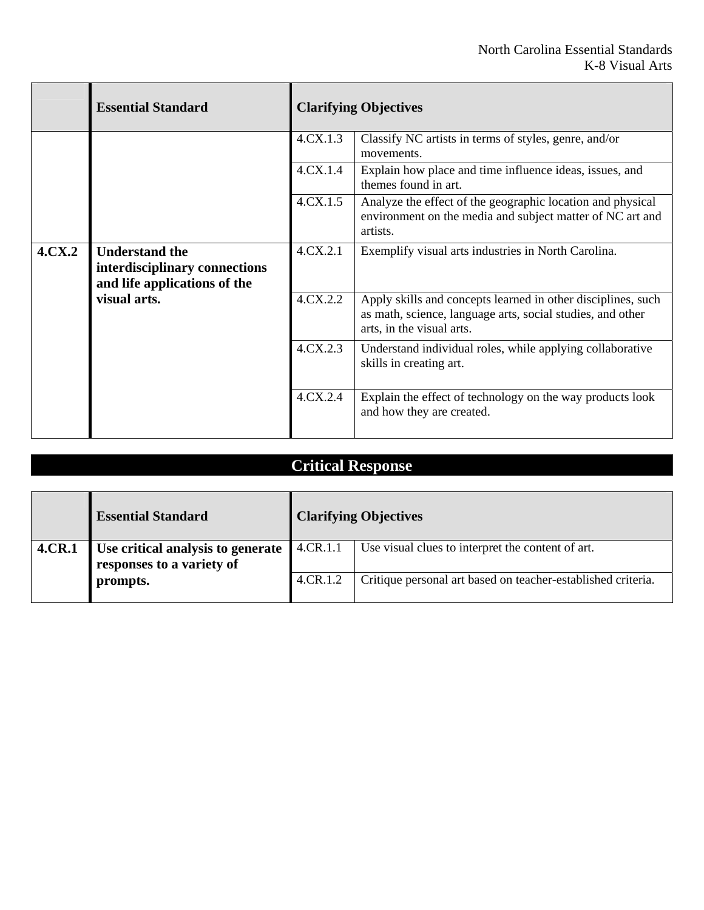| | Essential Standard | Clarifying Objectives | |
|---|---|---|---|
| | | 4.CX.1.3 | Classify NC artists in terms of styles, genre, and/or movements. |
| | | 4.CX.1.4 | Explain how place and time influence ideas, issues, and themes found in art. |
| | | 4.CX.1.5 | Analyze the effect of the geographic location and physical environment on the media and subject matter of NC art and artists. |
| **4.CX.2** | **Understand the interdisciplinary connections and life applications of the visual arts.** | 4.CX.2.1 | Exemplify visual arts industries in North Carolina. |
| | | 4.CX.2.2 | Apply skills and concepts learned in other disciplines, such as math, science, language arts, social studies, and other arts, in the visual arts. |
| | | 4.CX.2.3 | Understand individual roles, while applying collaborative skills in creating art. |
| | | 4.CX.2.4 | Explain the effect of technology on the way products look and how they are created. |

## Critical Response

| | Essential Standard | Clarifying Objectives | |
|---|---|---|---|
| **4.CR.1** | **Use critical analysis to generate responses to a variety of prompts.** | 4.CR.1.1 | Use visual clues to interpret the content of art. |
| | | 4.CR.1.2 | Critique personal art based on teacher-established criteria. |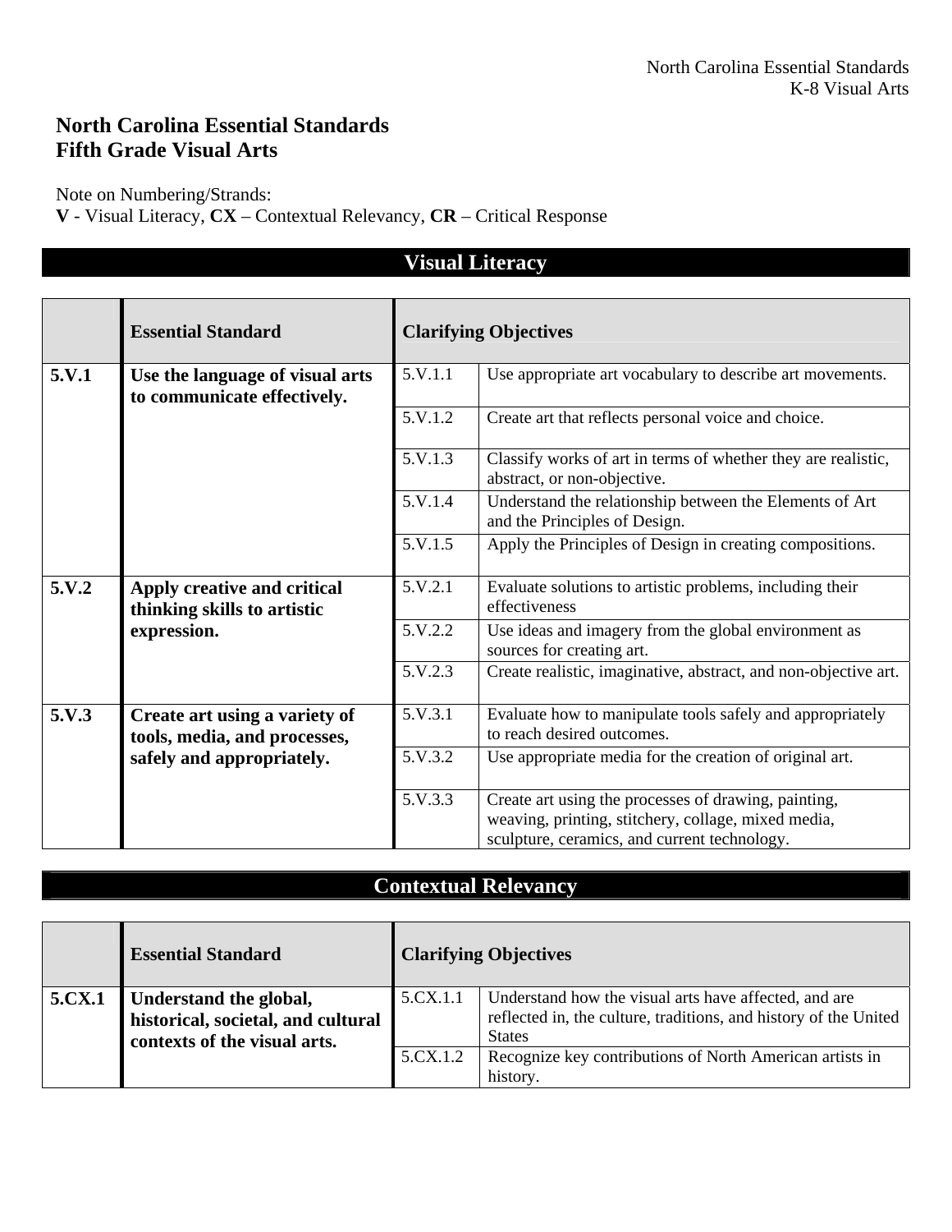# North Carolina Essential Standards
# Fifth Grade Visual Arts

Note on Numbering/Strands:
**V** - Visual Literacy, **CX** – Contextual Relevancy, **CR** – Critical Response

## Visual Literacy

| | Essential Standard | Clarifying Objectives | |
|---|---|---|---|
| **5.V.1** | **Use the language of visual arts to communicate effectively.** | 5.V.1.1 | Use appropriate art vocabulary to describe art movements. |
| | | 5.V.1.2 | Create art that reflects personal voice and choice. |
| | | 5.V.1.3 | Classify works of art in terms of whether they are realistic, abstract, or non-objective. |
| | | 5.V.1.4 | Understand the relationship between the Elements of Art and the Principles of Design. |
| | | 5.V.1.5 | Apply the Principles of Design in creating compositions. |
| **5.V.2** | **Apply creative and critical thinking skills to artistic expression.** | 5.V.2.1 | Evaluate solutions to artistic problems, including their effectiveness |
| | | 5.V.2.2 | Use ideas and imagery from the global environment as sources for creating art. |
| | | 5.V.2.3 | Create realistic, imaginative, abstract, and non-objective art. |
| **5.V.3** | **Create art using a variety of tools, media, and processes, safely and appropriately.** | 5.V.3.1 | Evaluate how to manipulate tools safely and appropriately to reach desired outcomes. |
| | | 5.V.3.2 | Use appropriate media for the creation of original art. |
| | | 5.V.3.3 | Create art using the processes of drawing, painting, weaving, printing, stitchery, collage, mixed media, sculpture, ceramics, and current technology. |

## Contextual Relevancy

| | Essential Standard | Clarifying Objectives | |
|---|---|---|---|
| **5.CX.1** | **Understand the global, historical, societal, and cultural contexts of the visual arts.** | 5.CX.1.1 | Understand how the visual arts have affected, and are reflected in, the culture, traditions, and history of the United States |
| | | 5.CX.1.2 | Recognize key contributions of North American artists in history. |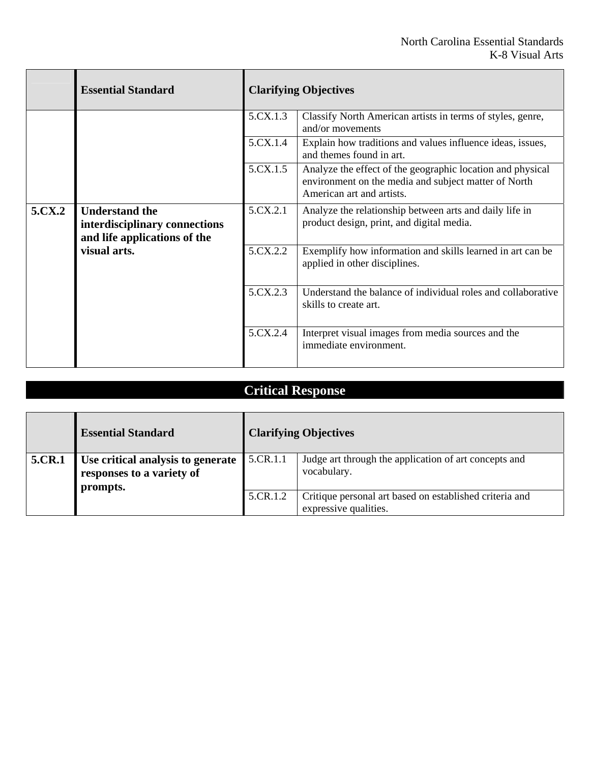| | Essential Standard | Clarifying Objectives | |
|---|---|---|---|
| | | 5.CX.1.3 | Classify North American artists in terms of styles, genre, and/or movements |
| | | 5.CX.1.4 | Explain how traditions and values influence ideas, issues, and themes found in art. |
| | | 5.CX.1.5 | Analyze the effect of the geographic location and physical environment on the media and subject matter of North American art and artists. |
| **5.CX.2** | **Understand the interdisciplinary connections and life applications of the visual arts.** | 5.CX.2.1 | Analyze the relationship between arts and daily life in product design, print, and digital media. |
| | | 5.CX.2.2 | Exemplify how information and skills learned in art can be applied in other disciplines. |
| | | 5.CX.2.3 | Understand the balance of individual roles and collaborative skills to create art. |
| | | 5.CX.2.4 | Interpret visual images from media sources and the immediate environment. |

## Critical Response

| | Essential Standard | Clarifying Objectives | |
|---|---|---|---|
| **5.CR.1** | **Use critical analysis to generate responses to a variety of prompts.** | 5.CR.1.1 | Judge art through the application of art concepts and vocabulary. |
| | | 5.CR.1.2 | Critique personal art based on established criteria and expressive qualities. |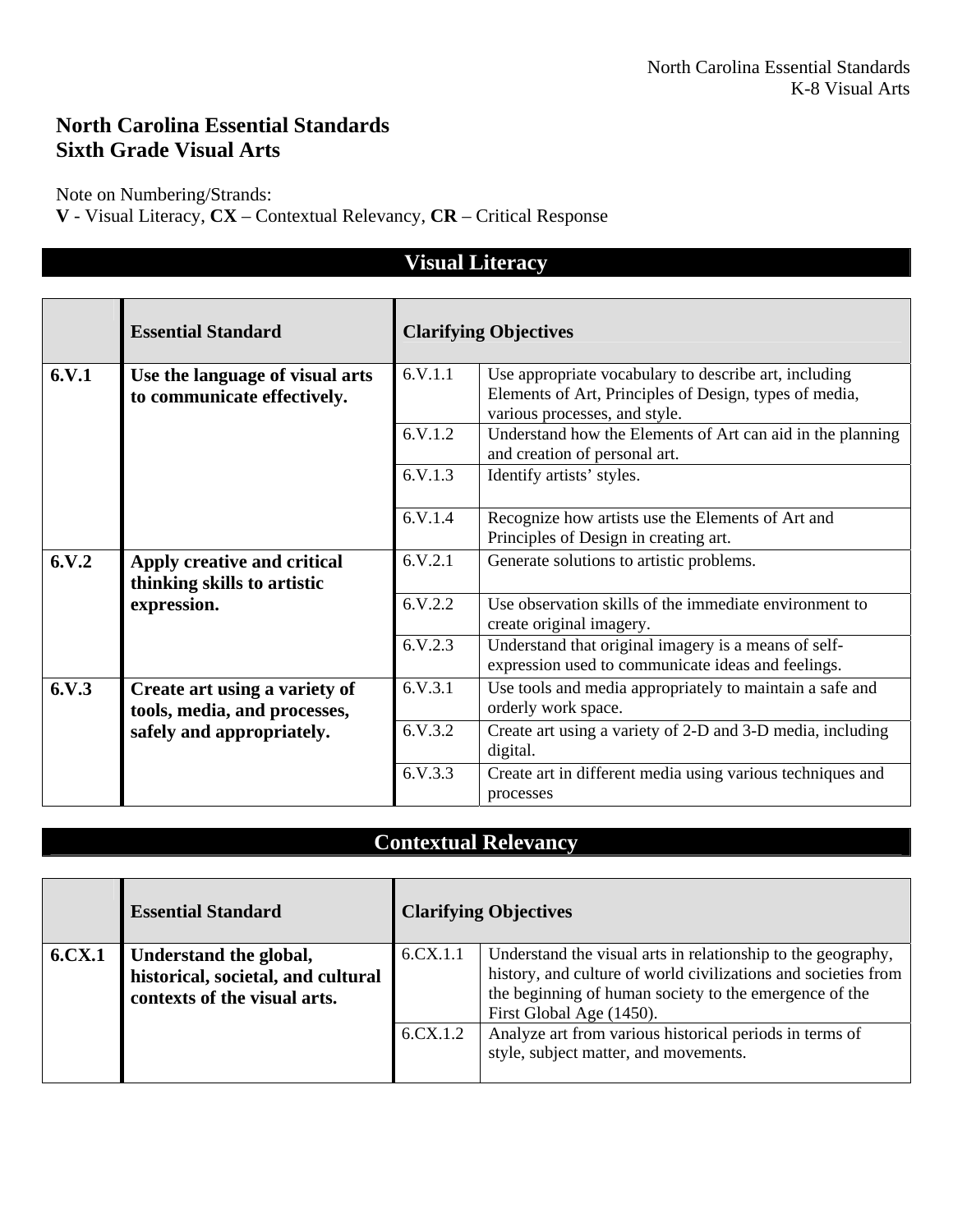# North Carolina Essential Standards
# Sixth Grade Visual Arts

Note on Numbering/Strands:
**V** - Visual Literacy, **CX** – Contextual Relevancy, **CR** – Critical Response

## Visual Literacy

| | Essential Standard | Clarifying Objectives | |
|---|---|---|---|
| **6.V.1** | **Use the language of visual arts to communicate effectively.** | 6.V.1.1 | Use appropriate vocabulary to describe art, including Elements of Art, Principles of Design, types of media, various processes, and style. |
| | | 6.V.1.2 | Understand how the Elements of Art can aid in the planning and creation of personal art. |
| | | 6.V.1.3 | Identify artists' styles. |
| | | 6.V.1.4 | Recognize how artists use the Elements of Art and Principles of Design in creating art. |
| **6.V.2** | **Apply creative and critical thinking skills to artistic expression.** | 6.V.2.1 | Generate solutions to artistic problems. |
| | | 6.V.2.2 | Use observation skills of the immediate environment to create original imagery. |
| | | 6.V.2.3 | Understand that original imagery is a means of self-expression used to communicate ideas and feelings. |
| **6.V.3** | **Create art using a variety of tools, media, and processes, safely and appropriately.** | 6.V.3.1 | Use tools and media appropriately to maintain a safe and orderly work space. |
| | | 6.V.3.2 | Create art using a variety of 2-D and 3-D media, including digital. |
| | | 6.V.3.3 | Create art in different media using various techniques and processes |

## Contextual Relevancy

| | Essential Standard | Clarifying Objectives | |
|---|---|---|---|
| **6.CX.1** | **Understand the global, historical, societal, and cultural contexts of the visual arts.** | 6.CX.1.1 | Understand the visual arts in relationship to the geography, history, and culture of world civilizations and societies from the beginning of human society to the emergence of the First Global Age (1450). |
| | | 6.CX.1.2 | Analyze art from various historical periods in terms of style, subject matter, and movements. |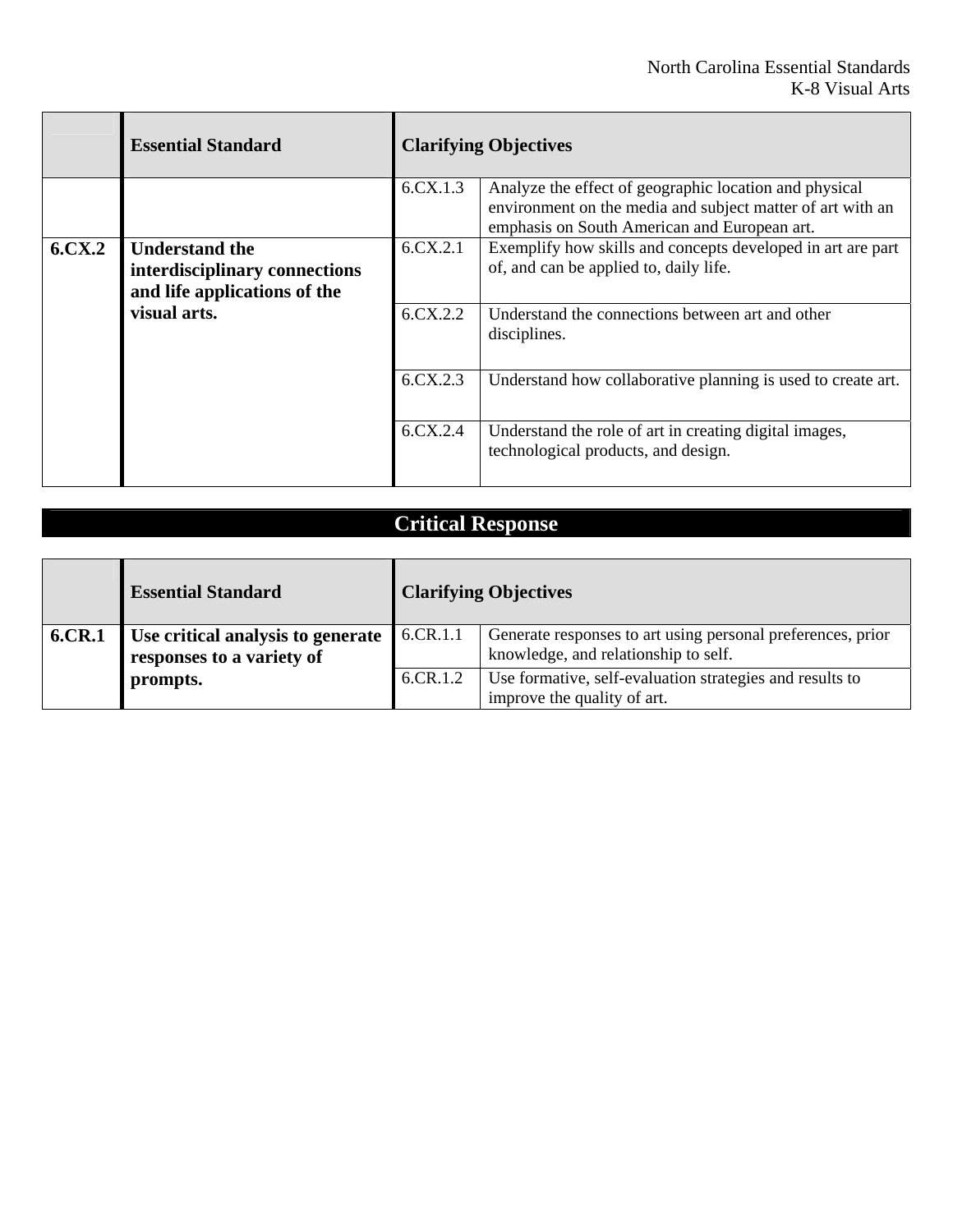| | Essential Standard | Clarifying Objectives | |
|---|---|---|---|
| | | 6.CX.1.3 | Analyze the effect of geographic location and physical environment on the media and subject matter of art with an emphasis on South American and European art. |
| **6.CX.2** | **Understand the interdisciplinary connections and life applications of the visual arts.** | 6.CX.2.1 | Exemplify how skills and concepts developed in art are part of, and can be applied to, daily life. |
| | | 6.CX.2.2 | Understand the connections between art and other disciplines. |
| | | 6.CX.2.3 | Understand how collaborative planning is used to create art. |
| | | 6.CX.2.4 | Understand the role of art in creating digital images, technological products, and design. |

## Critical Response

| | Essential Standard | Clarifying Objectives | |
|---|---|---|---|
| **6.CR.1** | **Use critical analysis to generate responses to a variety of prompts.** | 6.CR.1.1 | Generate responses to art using personal preferences, prior knowledge, and relationship to self. |
| | | 6.CR.1.2 | Use formative, self-evaluation strategies and results to improve the quality of art. |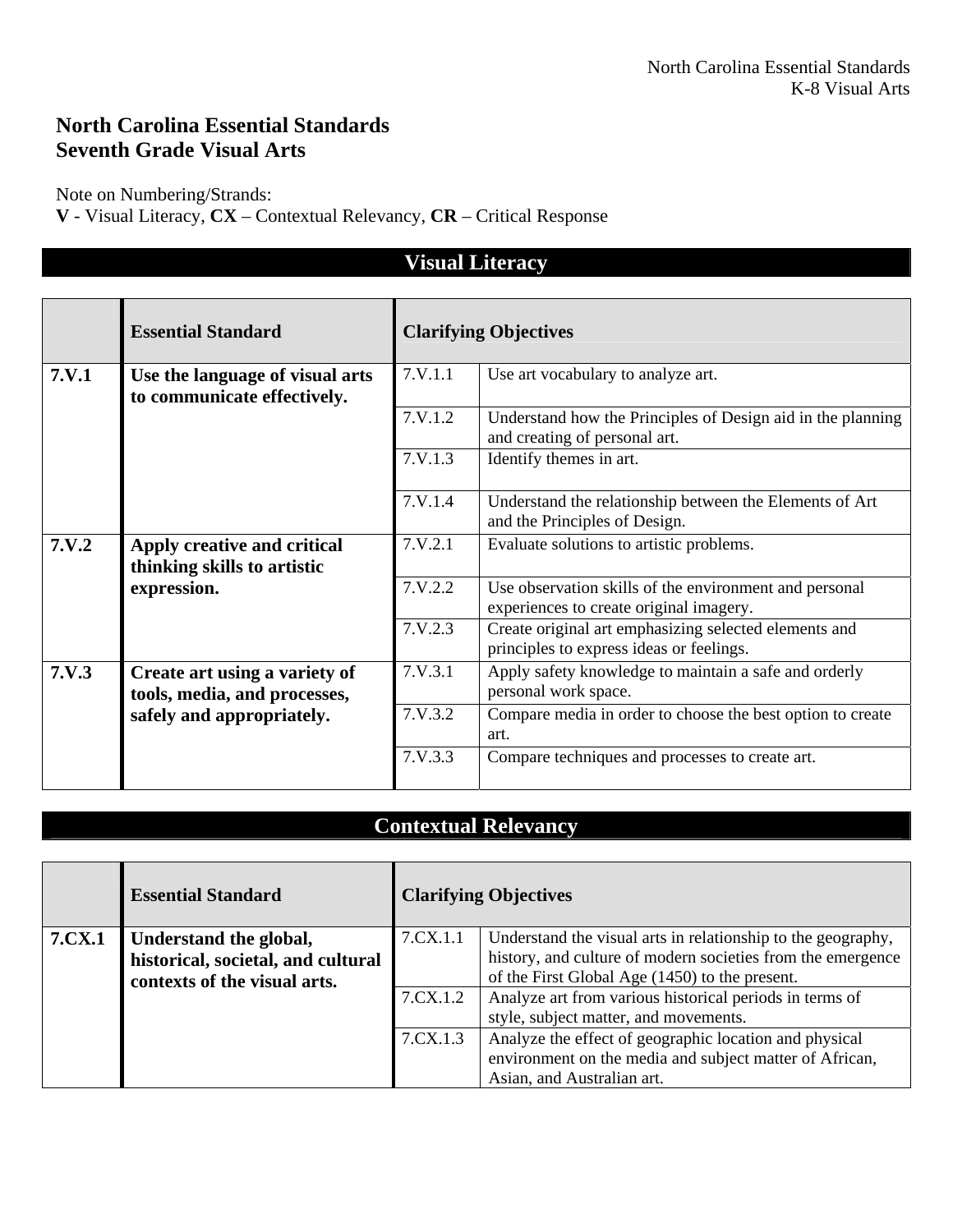## North Carolina Essential Standards
## Seventh Grade Visual Arts

Note on Numbering/Strands:
**V** - Visual Literacy, **CX** – Contextual Relevancy, **CR** – Critical Response

### Visual Literacy

| | Essential Standard | Clarifying Objectives | |
|---|---|---|---|
| **7.V.1** | **Use the language of visual arts to communicate effectively.** | 7.V.1.1 | Use art vocabulary to analyze art. |
| | | 7.V.1.2 | Understand how the Principles of Design aid in the planning and creating of personal art. |
| | | 7.V.1.3 | Identify themes in art. |
| | | 7.V.1.4 | Understand the relationship between the Elements of Art and the Principles of Design. |
| **7.V.2** | **Apply creative and critical thinking skills to artistic expression.** | 7.V.2.1 | Evaluate solutions to artistic problems. |
| | | 7.V.2.2 | Use observation skills of the environment and personal experiences to create original imagery. |
| | | 7.V.2.3 | Create original art emphasizing selected elements and principles to express ideas or feelings. |
| **7.V.3** | **Create art using a variety of tools, media, and processes, safely and appropriately.** | 7.V.3.1 | Apply safety knowledge to maintain a safe and orderly personal work space. |
| | | 7.V.3.2 | Compare media in order to choose the best option to create art. |
| | | 7.V.3.3 | Compare techniques and processes to create art. |

### Contextual Relevancy

| | Essential Standard | Clarifying Objectives | |
|---|---|---|---|
| **7.CX.1** | **Understand the global, historical, societal, and cultural contexts of the visual arts.** | 7.CX.1.1 | Understand the visual arts in relationship to the geography, history, and culture of modern societies from the emergence of the First Global Age (1450) to the present. |
| | | 7.CX.1.2 | Analyze art from various historical periods in terms of style, subject matter, and movements. |
| | | 7.CX.1.3 | Analyze the effect of geographic location and physical environment on the media and subject matter of African, Asian, and Australian art. |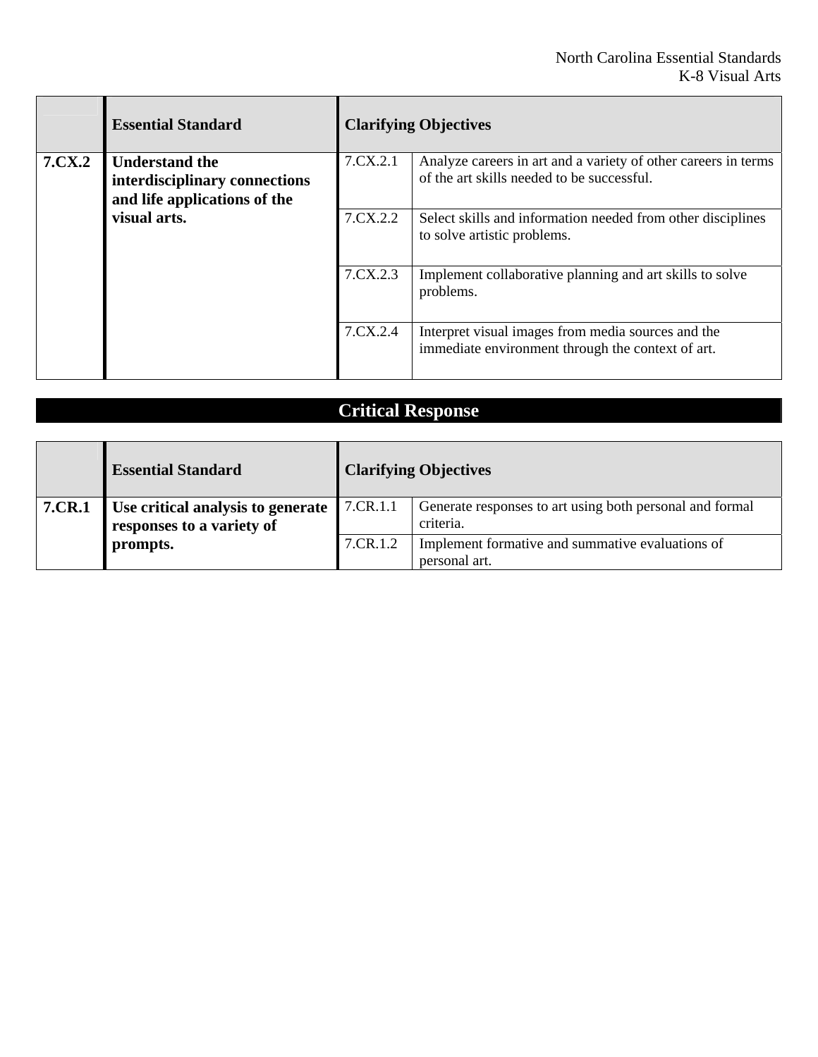| | Essential Standard | Clarifying Objectives | |
|---|---|---|---|
| **7.CX.2** | **Understand the interdisciplinary connections and life applications of the visual arts.** | 7.CX.2.1 | Analyze careers in art and a variety of other careers in terms of the art skills needed to be successful. |
| | | 7.CX.2.2 | Select skills and information needed from other disciplines to solve artistic problems. |
| | | 7.CX.2.3 | Implement collaborative planning and art skills to solve problems. |
| | | 7.CX.2.4 | Interpret visual images from media sources and the immediate environment through the context of art. |

## Critical Response

| | Essential Standard | Clarifying Objectives | |
|---|---|---|---|
| **7.CR.1** | **Use critical analysis to generate responses to a variety of prompts.** | 7.CR.1.1 | Generate responses to art using both personal and formal criteria. |
| | | 7.CR.1.2 | Implement formative and summative evaluations of personal art. |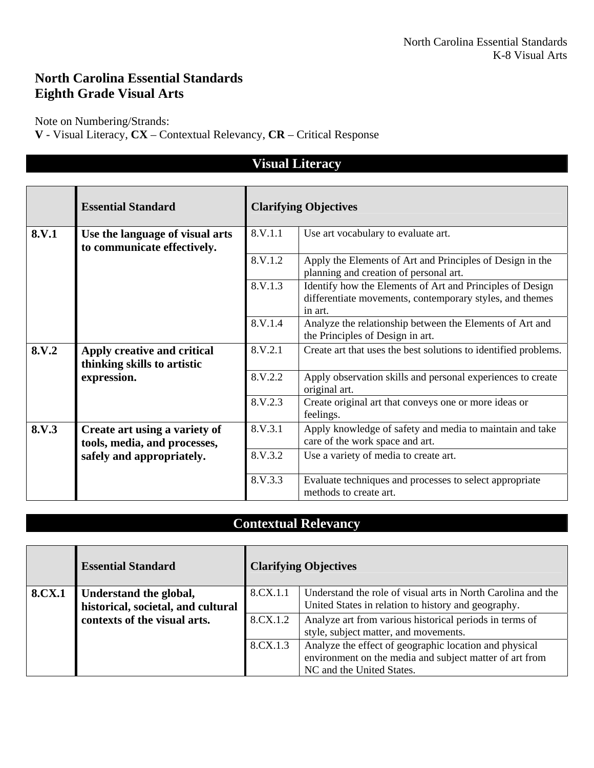# North Carolina Essential Standards
# Eighth Grade Visual Arts

Note on Numbering/Strands:
**V** - Visual Literacy, **CX** – Contextual Relevancy, **CR** – Critical Response

## Visual Literacy

| | Essential Standard | Clarifying Objectives | |
|---|---|---|---|
| **8.V.1** | **Use the language of visual arts to communicate effectively.** | 8.V.1.1 | Use art vocabulary to evaluate art. |
| | | 8.V.1.2 | Apply the Elements of Art and Principles of Design in the planning and creation of personal art. |
| | | 8.V.1.3 | Identify how the Elements of Art and Principles of Design differentiate movements, contemporary styles, and themes in art. |
| | | 8.V.1.4 | Analyze the relationship between the Elements of Art and the Principles of Design in art. |
| **8.V.2** | **Apply creative and critical thinking skills to artistic expression.** | 8.V.2.1 | Create art that uses the best solutions to identified problems. |
| | | 8.V.2.2 | Apply observation skills and personal experiences to create original art. |
| | | 8.V.2.3 | Create original art that conveys one or more ideas or feelings. |
| **8.V.3** | **Create art using a variety of tools, media, and processes, safely and appropriately.** | 8.V.3.1 | Apply knowledge of safety and media to maintain and take care of the work space and art. |
| | | 8.V.3.2 | Use a variety of media to create art. |
| | | 8.V.3.3 | Evaluate techniques and processes to select appropriate methods to create art. |

## Contextual Relevancy

| | Essential Standard | Clarifying Objectives | |
|---|---|---|---|
| **8.CX.1** | **Understand the global, historical, societal, and cultural contexts of the visual arts.** | 8.CX.1.1 | Understand the role of visual arts in North Carolina and the United States in relation to history and geography. |
| | | 8.CX.1.2 | Analyze art from various historical periods in terms of style, subject matter, and movements. |
| | | 8.CX.1.3 | Analyze the effect of geographic location and physical environment on the media and subject matter of art from NC and the United States. |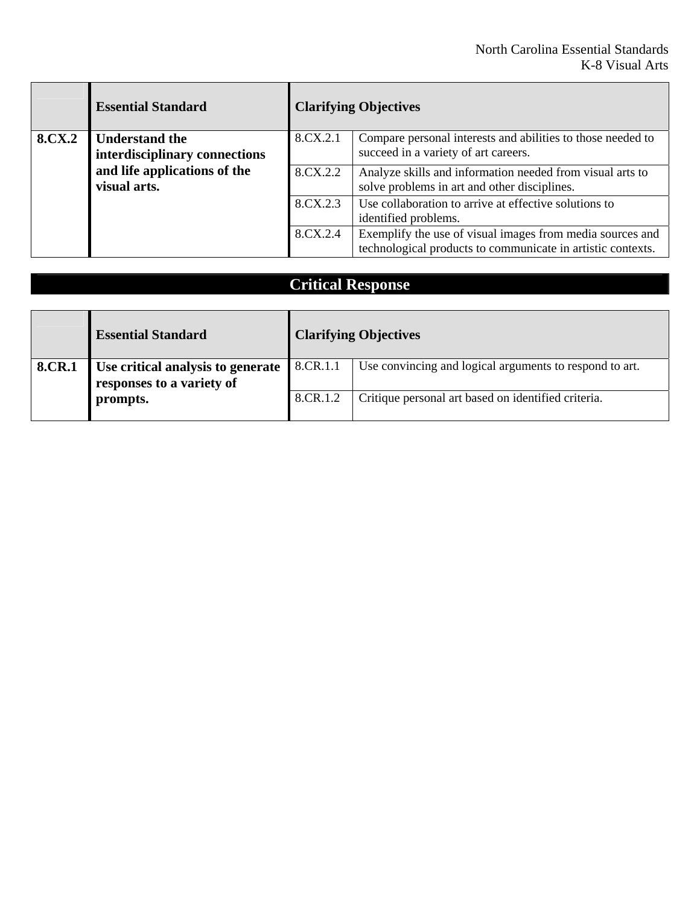| | Essential Standard | Clarifying Objectives | |
|---|---|---|---|
| **8.CX.2** | **Understand the interdisciplinary connections and life applications of the visual arts.** | 8.CX.2.1 | Compare personal interests and abilities to those needed to succeed in a variety of art careers. |
| | | 8.CX.2.2 | Analyze skills and information needed from visual arts to solve problems in art and other disciplines. |
| | | 8.CX.2.3 | Use collaboration to arrive at effective solutions to identified problems. |
| | | 8.CX.2.4 | Exemplify the use of visual images from media sources and technological products to communicate in artistic contexts. |

## Critical Response

| | Essential Standard | Clarifying Objectives | |
|---|---|---|---|
| **8.CR.1** | **Use critical analysis to generate responses to a variety of prompts.** | 8.CR.1.1 | Use convincing and logical arguments to respond to art. |
| | | 8.CR.1.2 | Critique personal art based on identified criteria. |